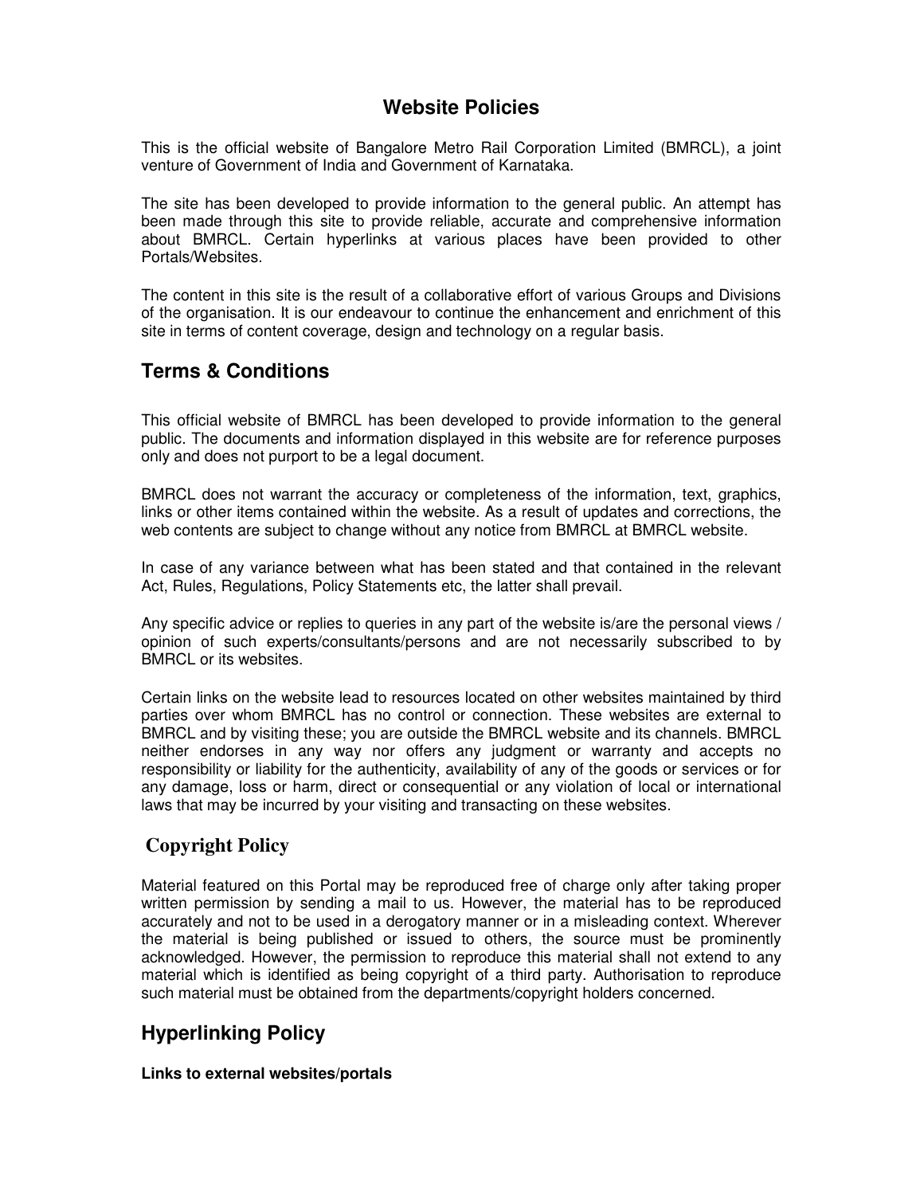# Website Policies

This is the official website of Bangalore Metro Rail Corporation Limited (BMRCL), a joint venture of Government of India and Government of Karnataka.

The site has been developed to provide information to the general public. An attempt has been made through this site to provide reliable, accurate and comprehensive information about BMRCL. Certain hyperlinks at various places have been provided to other Portals/Websites.

The content in this site is the result of a collaborative effort of various Groups and Divisions of the organisation. It is our endeavour to continue the enhancement and enrichment of this site in terms of content coverage, design and technology on a regular basis.

## Terms & Conditions

This official website of BMRCL has been developed to provide information to the general public. The documents and information displayed in this website are for reference purposes only and does not purport to be a legal document.

BMRCL does not warrant the accuracy or completeness of the information, text, graphics, links or other items contained within the website. As a result of updates and corrections, the web contents are subject to change without any notice from BMRCL at BMRCL website.

In case of any variance between what has been stated and that contained in the relevant Act, Rules, Regulations, Policy Statements etc, the latter shall prevail.

Any specific advice or replies to queries in any part of the website is/are the personal views / opinion of such experts/consultants/persons and are not necessarily subscribed to by BMRCL or its websites.

Certain links on the website lead to resources located on other websites maintained by third parties over whom BMRCL has no control or connection. These websites are external to BMRCL and by visiting these; you are outside the BMRCL website and its channels. BMRCL neither endorses in any way nor offers any judgment or warranty and accepts no responsibility or liability for the authenticity, availability of any of the goods or services or for any damage, loss or harm, direct or consequential or any violation of local or international laws that may be incurred by your visiting and transacting on these websites.

## Copyright Policy

Material featured on this Portal may be reproduced free of charge only after taking proper written permission by sending a mail to us. However, the material has to be reproduced accurately and not to be used in a derogatory manner or in a misleading context. Wherever the material is being published or issued to others, the source must be prominently acknowledged. However, the permission to reproduce this material shall not extend to any material which is identified as being copyright of a third party. Authorisation to reproduce such material must be obtained from the departments/copyright holders concerned.

## Hyperlinking Policy

**Links to external websites/portals**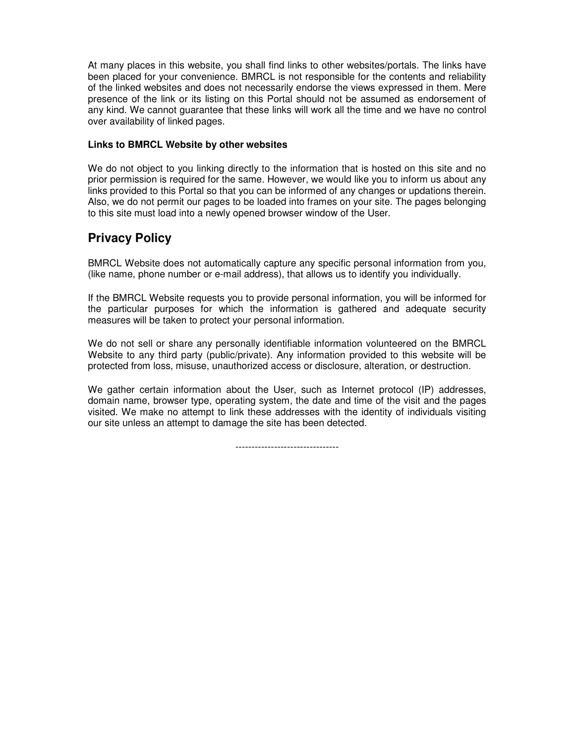At many places in this website, you shall find links to other websites/portals. The links have been placed for your convenience. BMRCL is not responsible for the contents and reliability of the linked websites and does not necessarily endorse the views expressed in them. Mere presence of the link or its listing on this Portal should not be assumed as endorsement of any kind. We cannot guarantee that these links will work all the time and we have no control over availability of linked pages.

**Links to BMRCL Website by other websites**

We do not object to you linking directly to the information that is hosted on this site and no prior permission is required for the same. However, we would like you to inform us about any links provided to this Portal so that you can be informed of any changes or updations therein. Also, we do not permit our pages to be loaded into frames on your site. The pages belonging to this site must load into a newly opened browser window of the User.

## Privacy Policy

BMRCL Website does not automatically capture any specific personal information from you, (like name, phone number or e-mail address), that allows us to identify you individually.

If the BMRCL Website requests you to provide personal information, you will be informed for the particular purposes for which the information is gathered and adequate security measures will be taken to protect your personal information.

We do not sell or share any personally identifiable information volunteered on the BMRCL Website to any third party (public/private). Any information provided to this website will be protected from loss, misuse, unauthorized access or disclosure, alteration, or destruction.

We gather certain information about the User, such as Internet protocol (IP) addresses, domain name, browser type, operating system, the date and time of the visit and the pages visited. We make no attempt to link these addresses with the identity of individuals visiting our site unless an attempt to damage the site has been detected.

--------------------------------